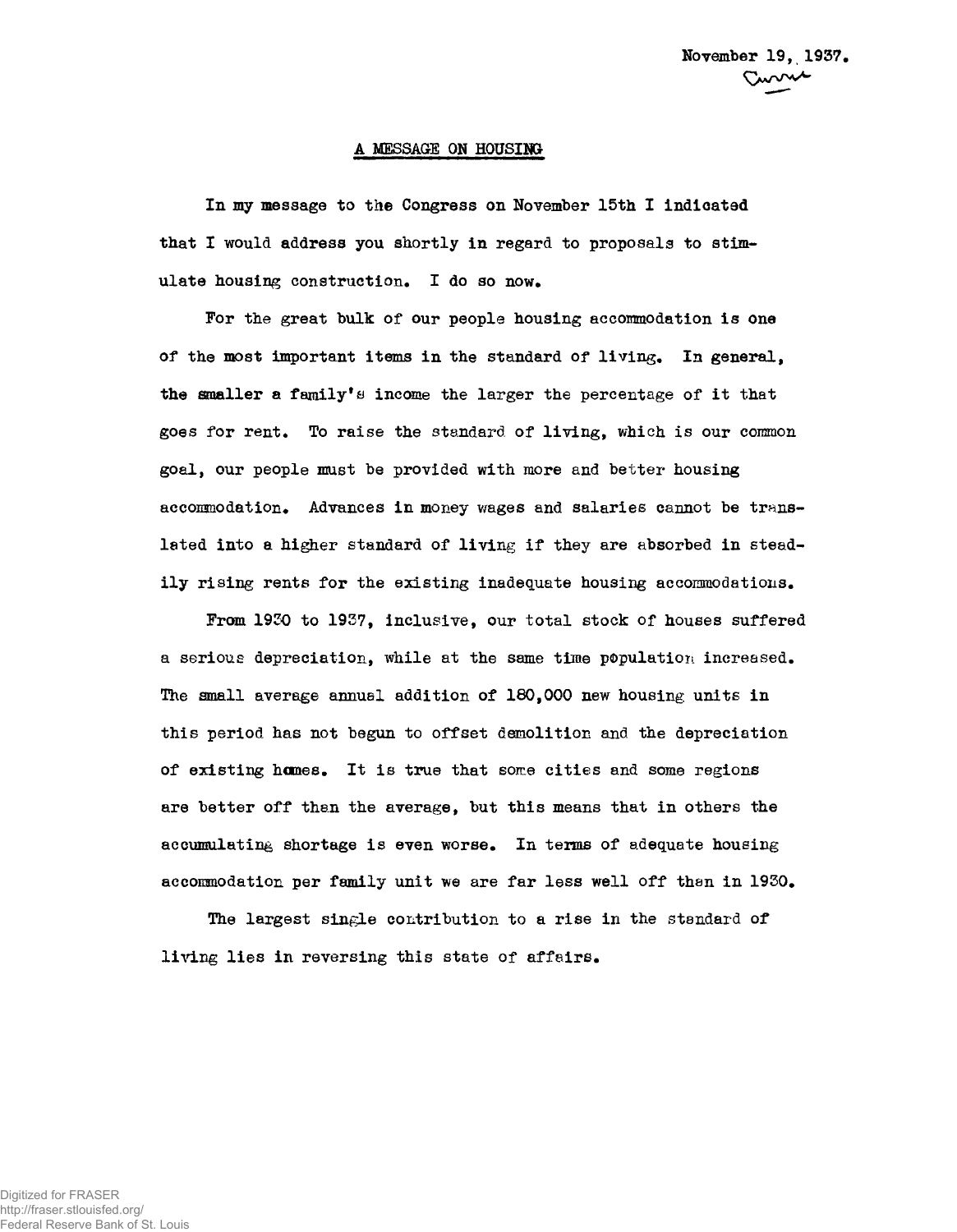November 19, 1937.

Currie

# A MESSAGE ON HOUSING

In my message to the Congress on November 15th I indicated that I would address you shortly in regard to proposals to stimulate housing construction. I do so now.

For the great bulk of our people housing accommodation is one of the most important items in the standard of living. In general, the smaller a family's income the larger the percentage of it that goes for rent. To raise the standard of living, which is our common goal, our people must be provided with more and better housing accommodation. Advances in money wages and salaries cannot be translated into a higher standard of living if they are absorbed in steadily rising rents for the existing inadequate housing accommodations.

From 1930 to 1937, inclusive, our total stock of houses suffered a serious depreciation, while at the same time population increased. The small average annual addition of 180,000 new housing units in this period has not begun to offset demolition and the depreciation of existing homes. It is true that some cities and some regions are better off than the average, but this means that in others the accumulating shortage is even worse. In terms of adequate housing accommodation per family unit we are far less well off than in 1930.

The largest single contribution to a rise in the standard of living lies in reversing this state of affairs.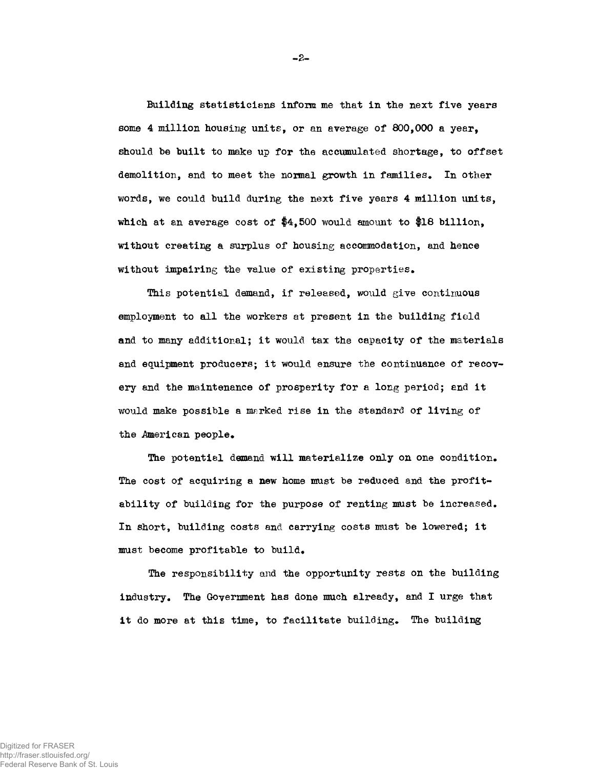Building statisticians inform me that in the next five years some 4 million housing units, or an average of 800,000 a year, should be built to make up for the accumulated shortage, to offset demolition, and to meet the normal growth in families. In other words, we could build during the next five years 4 million units, which at an average cost of $4,500 would amount to $18 billion, without creating a surplus of housing accommodation, and hence without impairing the value of existing properties.

This potential demand, if released, would give continuous employment to all the workers at present in the building field and to many additional; it would tax the capacity of the materials and equipment producers; it would ensure the continuance of recovery and the maintenance of prosperity for a long period; and it would make possible a marked rise in the standard of living of the American people.

The potential demand will materialize only on one condition. The cost of acquiring a new home must be reduced and the profitability of building for the purpose of renting must be increased. In short, building costs and carrying costs must be lowered; it must become profitable to build.

The responsibility and the opportunity rests on the building industry. The Government has done much already, and I urge that it do more at this time, to facilitate building. The building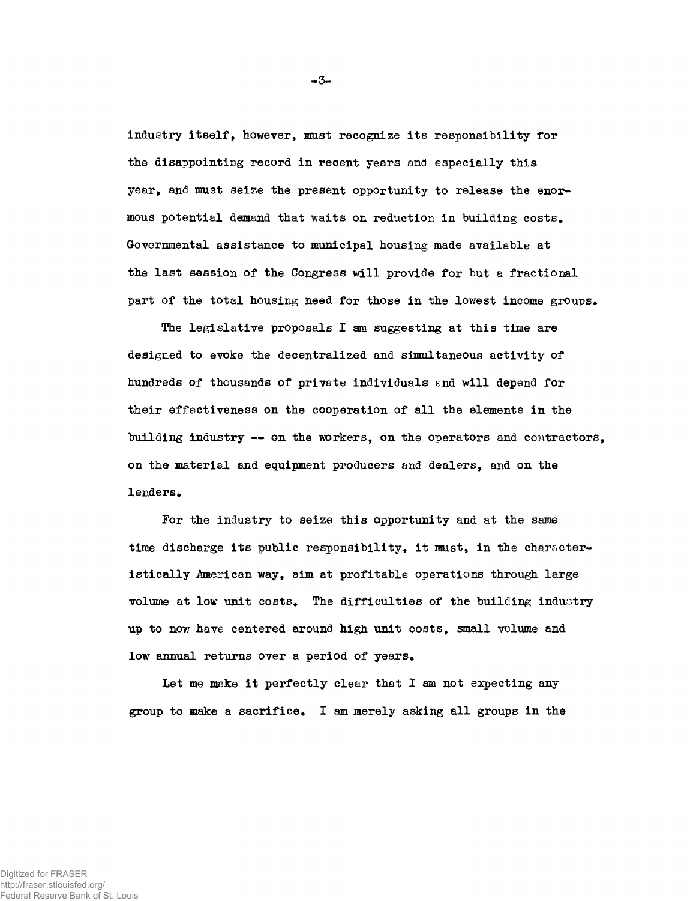industry itself, however, must recognize its responsibility for the disappointing record in recent years and especially this year, and must seize the present opportunity to release the enormous potential demand that waits on reduction in building costs. Governmental assistance to municipal housing made available at the last session of the Congress will provide for but a fractional part of the total housing need for those in the lowest income groups.

The legislative proposals I am suggesting at this time are designed to evoke the decentralized and simultaneous activity of hundreds of thousands of private individuals and will depend for their effectiveness on the cooperation of all the elements in the building industry -- on the workers, on the operators and contractors, on the material and equipment producers and dealers, and on the lenders.

For the industry to seize this opportunity and at the same time discharge its public responsibility, it must, in the characteristically American way, aim at profitable operations through large volume at low unit costs. The difficulties of the building industry up to now have centered around high unit costs, small volume and low annual returns over a period of years.

Let me make it perfectly clear that I am not expecting any group to make a sacrifice. I am merely asking all groups in the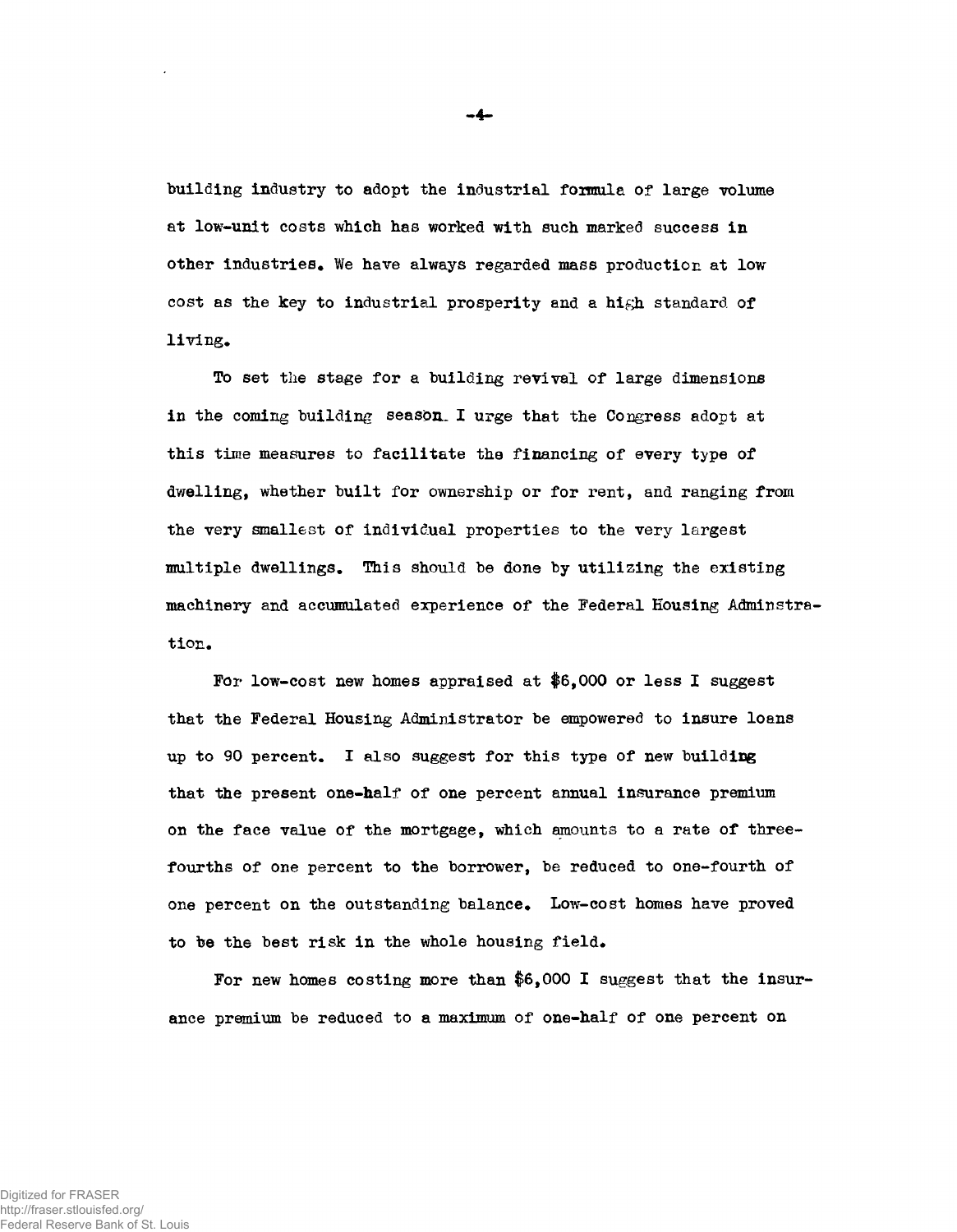building industry to adopt the industrial formula of large volume at low-unit costs which has worked with such marked success in other industries. We have always regarded mass production at low cost as the key to industrial prosperity and a high standard of living.

To set the stage for a building revival of large dimensions in the coming building season. I urge that the Congress adopt at this time measures to facilitate the financing of every type of dwelling, whether built for ownership or for rent, and ranging from the very smallest of individual properties to the very largest multiple dwellings. This should be done by utilizing the existing machinery and accumulated experience of the Federal Housing Adminstration.

For low-cost new homes appraised at $6,000 or less I suggest that the Federal Housing Administrator be empowered to insure loans up to 90 percent. I also suggest for this type of new building that the present one-half of one percent annual insurance premium on the face value of the mortgage, which amounts to a rate of three-fourths of one percent to the borrower, be reduced to one-fourth of one percent on the outstanding balance. Low-cost homes have proved to be the best risk in the whole housing field.

For new homes costing more than $6,000 I suggest that the insurance premium be reduced to a maximum of one-half of one percent on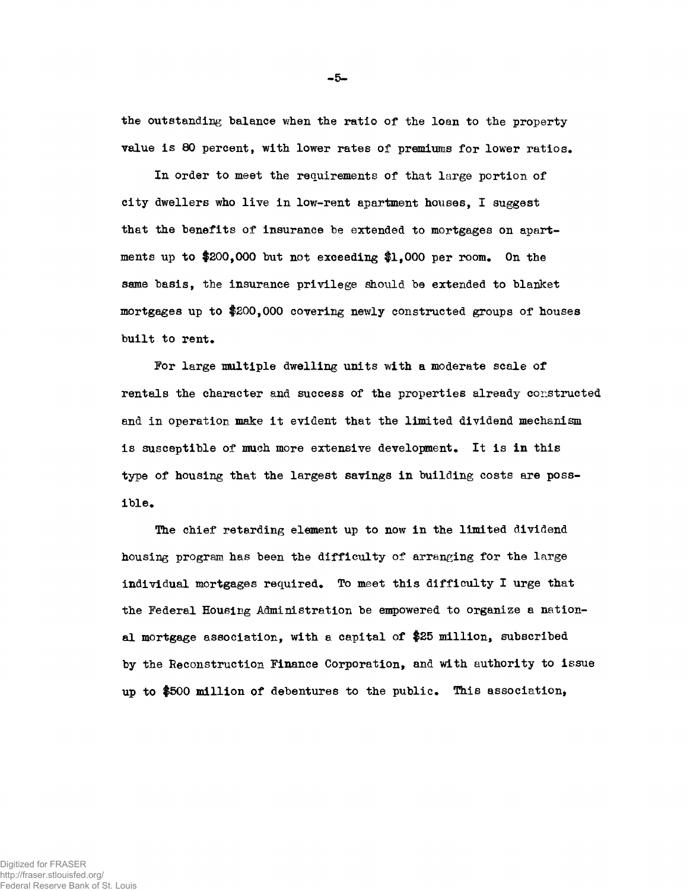the outstanding balance when the ratio of the loan to the property value is 80 percent, with lower rates of premiums for lower ratios.

In order to meet the requirements of that large portion of city dwellers who live in low-rent apartment houses, I suggest that the benefits of insurance be extended to mortgages on apartments up to $200,000 but not exceeding $1,000 per room. On the same basis, the insurance privilege should be extended to blanket mortgages up to $200,000 covering newly constructed groups of houses built to rent.

For large multiple dwelling units with a moderate scale of rentals the character and success of the properties already constructed and in operation make it evident that the limited dividend mechanism is susceptible of much more extensive development. It is in this type of housing that the largest savings in building costs are possible.

The chief retarding element up to now in the limited dividend housing program has been the difficulty of arranging for the large individual mortgages required. To meet this difficulty I urge that the Federal Housing Administration be empowered to organize a national mortgage association, with a capital of $25 million, subscribed by the Reconstruction Finance Corporation, and with authority to issue up to $500 million of debentures to the public. This association,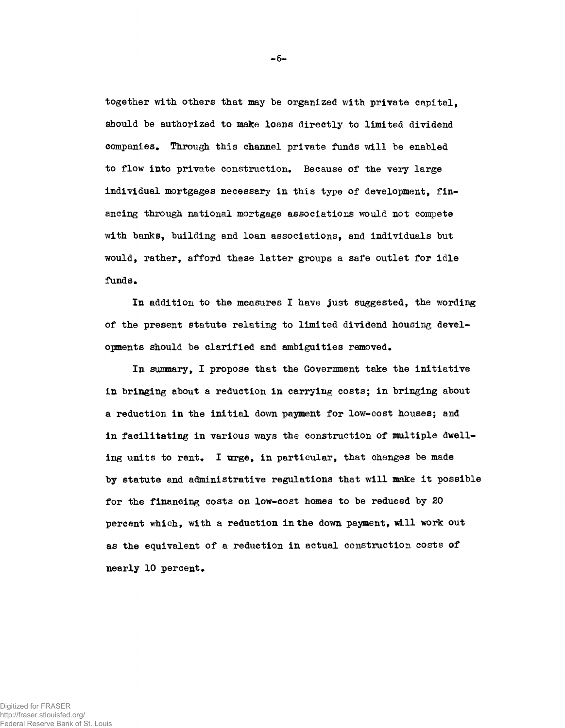together with others that may be organized with private capital, should be authorized to make loans directly to limited dividend companies. Through this channel private funds will be enabled to flow into private construction. Because of the very large individual mortgages necessary in this type of development, financing through national mortgage associations would not compete with banks, building and loan associations, and individuals but would, rather, afford these latter groups a safe outlet for idle funds.

In addition to the measures I have just suggested, the wording of the present statute relating to limited dividend housing developments should be clarified and ambiguities removed.

In summary, I propose that the Government take the initiative in bringing about a reduction in carrying costs; in bringing about a reduction in the initial down payment for low-cost houses; and in facilitating in various ways the construction of multiple dwelling units to rent. I urge, in particular, that changes be made by statute and administrative regulations that will make it possible for the financing costs on low-cost homes to be reduced by 20 percent which, with a reduction in the down payment, will work out as the equivalent of a reduction in actual construction costs of nearly 10 percent.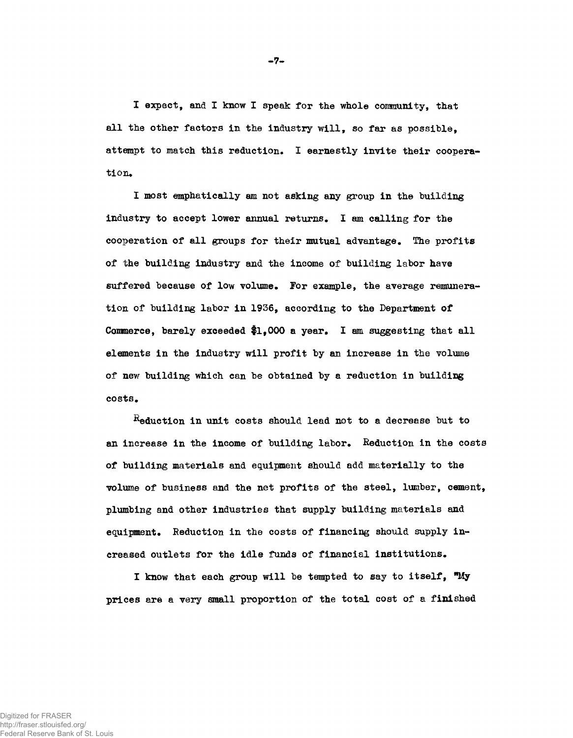I expect, and I know I speak for the whole community, that all the other factors in the industry will, so far as possible, attempt to match this reduction. I earnestly invite their cooperation.

I most emphatically am not asking any group in the building industry to accept lower annual returns. I am calling for the cooperation of all groups for their mutual advantage. The profits of the building industry and the income of building labor have suffered because of low volume. For example, the average remuneration of building labor in 1936, according to the Department of Commerce, barely exceeded $1,000 a year. I am suggesting that all elements in the industry will profit by an increase in the volume of new building which can be obtained by a reduction in building costs.

Reduction in unit costs should lead not to a decrease but to an increase in the income of building labor. Reduction in the costs of building materials and equipment should add materially to the volume of business and the net profits of the steel, lumber, cement, plumbing and other industries that supply building materials and equipment. Reduction in the costs of financing should supply increased outlets for the idle funds of financial institutions.

I know that each group will be tempted to say to itself, "My prices are a very small proportion of the total cost of a finished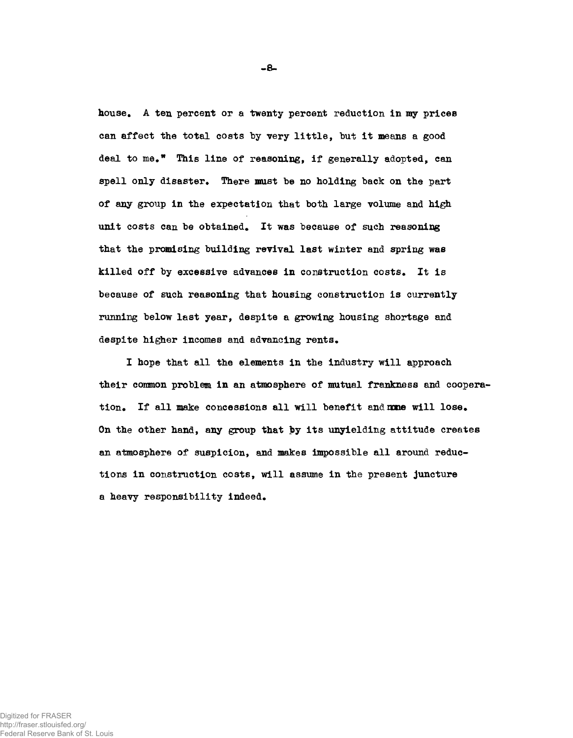house. A ten percent or a twenty percent reduction in my prices can affect the total costs by very little, but it means a good deal to me." This line of reasoning, if generally adopted, can spell only disaster. There must be no holding back on the part of any group in the expectation that both large volume and high unit costs can be obtained. It was because of such reasoning that the promising building revival last winter and spring was killed off by excessive advances in construction costs. It is because of such reasoning that housing construction is currently running below last year, despite a growing housing shortage and despite higher incomes and advancing rents.

I hope that all the elements in the industry will approach their common problem in an atmosphere of mutual frankness and cooperation. If all make concessions all will benefit and none will lose. On the other hand, any group that by its unyielding attitude creates an atmosphere of suspicion, and makes impossible all around reductions in construction costs, will assume in the present juncture a heavy responsibility indeed.